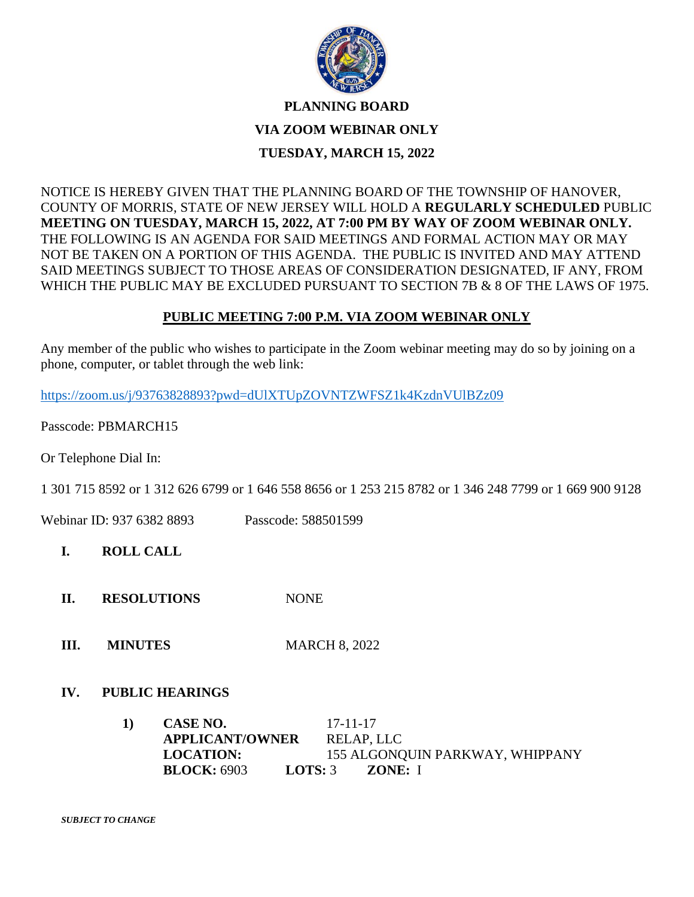# PLANNING BOARD

## VIA ZOOM WEBINAR ONLY

## TUESDAY, MARCH 15, 2022

NOTICE IS HEREBY GIVEN THAT THE PLANNING BOARD OF THE TOWNSHIP OF HANOVER, COUNTY OF MORRIS, STATE OF NEW JERSEY WILL HOLD A **REGULARLY SCHEDULED** PUBLIC **MEETING ON TUESDAY, MARCH 15, 2022, AT 7:00 PM BY WAY OF ZOOM WEBINAR ONLY.** THE FOLLOWING IS AN AGENDA FOR SAID MEETINGS AND FORMAL ACTION MAY OR MAY NOT BE TAKEN ON A PORTION OF THIS AGENDA. THE PUBLIC IS INVITED AND MAY ATTEND SAID MEETINGS SUBJECT TO THOSE AREAS OF CONSIDERATION DESIGNATED, IF ANY, FROM WHICH THE PUBLIC MAY BE EXCLUDED PURSUANT TO SECTION 7B & 8 OF THE LAWS OF 1975.

**PUBLIC MEETING 7:00 P.M. VIA ZOOM WEBINAR ONLY**

Any member of the public who wishes to participate in the Zoom webinar meeting may do so by joining on a phone, computer, or tablet through the web link:

https://zoom.us/j/93763828893?pwd=dUlXTUpZOVNTZWFSZ1k4KzdnVUlBZz09

Passcode: PBMARCH15

Or Telephone Dial In:

1 301 715 8592 or 1 312 626 6799 or 1 646 558 8656 or 1 253 215 8782 or 1 346 248 7799 or 1 669 900 9128

Webinar ID: 937 6382 8893 Passcode: 588501599

**I. ROLL CALL**

**II. RESOLUTIONS** NONE

**III. MINUTES** MARCH 8, 2022

**IV. PUBLIC HEARINGS**

**1) CASE NO.** 17-11-17
**APPLICANT/OWNER** RELAP, LLC
**LOCATION:** 155 ALGONQUIN PARKWAY, WHIPPANY
**BLOCK:** 6903 **LOTS:** 3 **ZONE:** I

***SUBJECT TO CHANGE***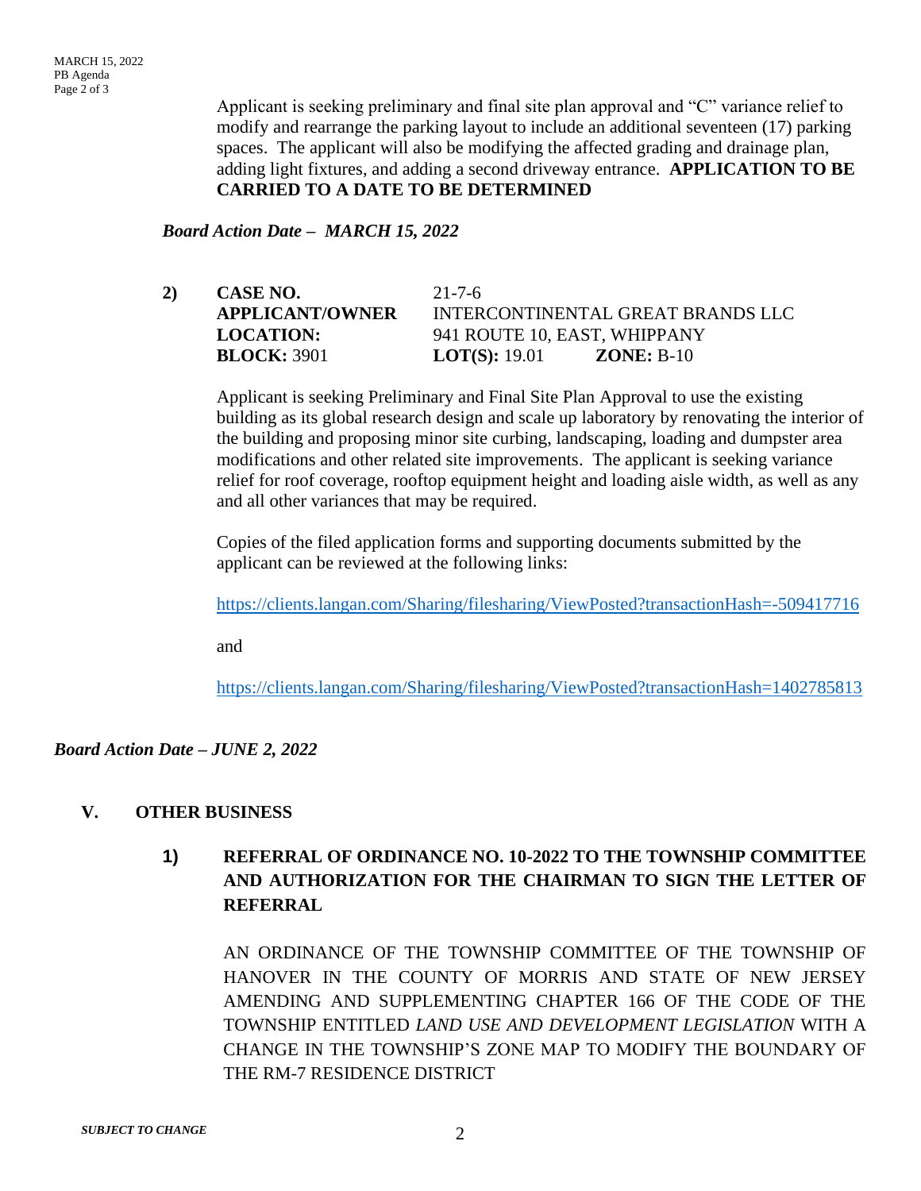Applicant is seeking preliminary and final site plan approval and "C" variance relief to modify and rearrange the parking layout to include an additional seventeen (17) parking spaces. The applicant will also be modifying the affected grading and drainage plan, adding light fixtures, and adding a second driveway entrance. **APPLICATION TO BE CARRIED TO A DATE TO BE DETERMINED**

***Board Action Date – MARCH 15, 2022***

**2)** **CASE NO.** 21-7-6
**APPLICANT/OWNER** INTERCONTINENTAL GREAT BRANDS LLC
**LOCATION:** 941 ROUTE 10, EAST, WHIPPANY
**BLOCK:** 3901 **LOT(S):** 19.01 **ZONE:** B-10

Applicant is seeking Preliminary and Final Site Plan Approval to use the existing building as its global research design and scale up laboratory by renovating the interior of the building and proposing minor site curbing, landscaping, loading and dumpster area modifications and other related site improvements. The applicant is seeking variance relief for roof coverage, rooftop equipment height and loading aisle width, as well as any and all other variances that may be required.

Copies of the filed application forms and supporting documents submitted by the applicant can be reviewed at the following links:

https://clients.langan.com/Sharing/filesharing/ViewPosted?transactionHash=-509417716

and

https://clients.langan.com/Sharing/filesharing/ViewPosted?transactionHash=1402785813

***Board Action Date – JUNE 2, 2022***

## V. OTHER BUSINESS

### 1) REFERRAL OF ORDINANCE NO. 10-2022 TO THE TOWNSHIP COMMITTEE AND AUTHORIZATION FOR THE CHAIRMAN TO SIGN THE LETTER OF REFERRAL

AN ORDINANCE OF THE TOWNSHIP COMMITTEE OF THE TOWNSHIP OF HANOVER IN THE COUNTY OF MORRIS AND STATE OF NEW JERSEY AMENDING AND SUPPLEMENTING CHAPTER 166 OF THE CODE OF THE TOWNSHIP ENTITLED *LAND USE AND DEVELOPMENT LEGISLATION* WITH A CHANGE IN THE TOWNSHIP'S ZONE MAP TO MODIFY THE BOUNDARY OF THE RM-7 RESIDENCE DISTRICT

***SUBJECT TO CHANGE***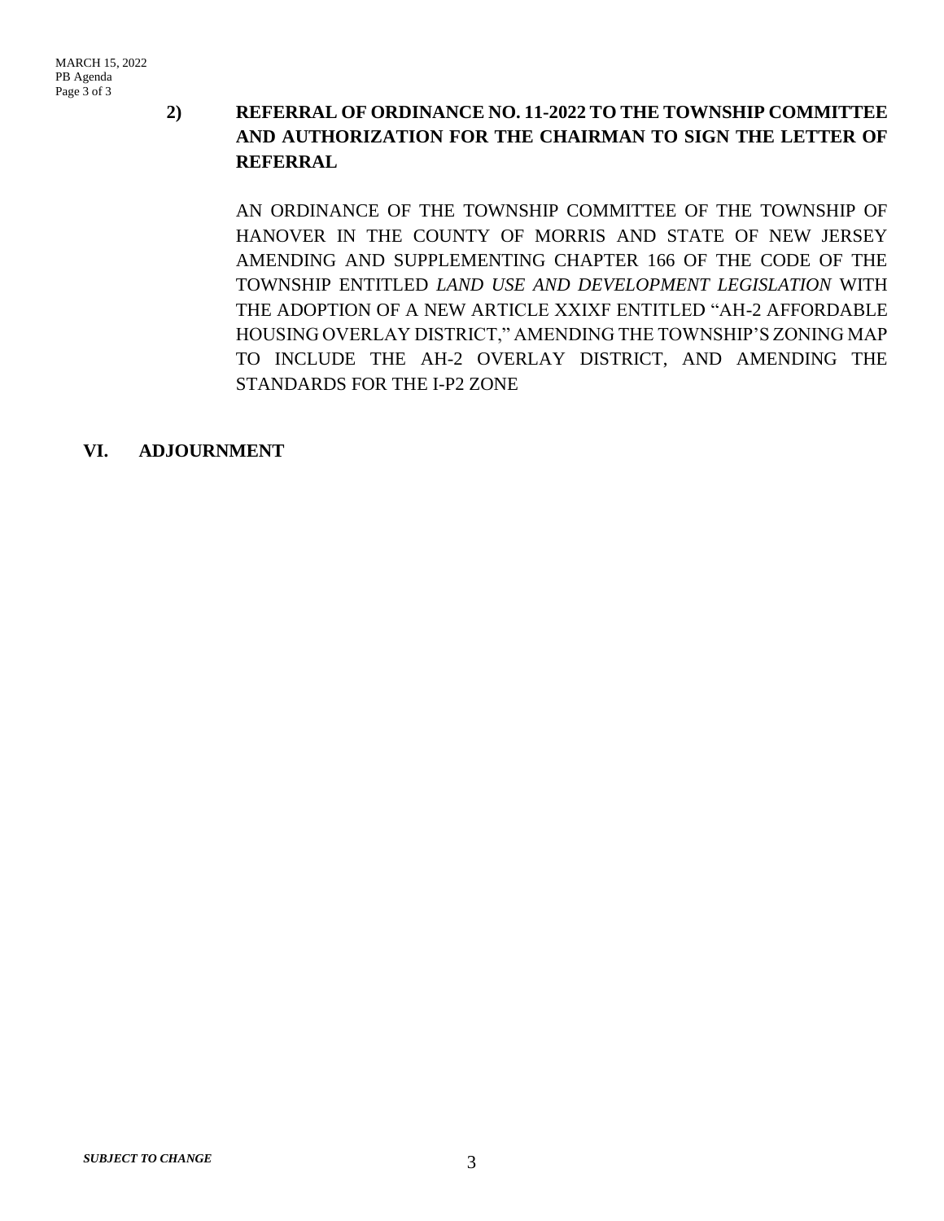**2) REFERRAL OF ORDINANCE NO. 11-2022 TO THE TOWNSHIP COMMITTEE AND AUTHORIZATION FOR THE CHAIRMAN TO SIGN THE LETTER OF REFERRAL**

AN ORDINANCE OF THE TOWNSHIP COMMITTEE OF THE TOWNSHIP OF HANOVER IN THE COUNTY OF MORRIS AND STATE OF NEW JERSEY AMENDING AND SUPPLEMENTING CHAPTER 166 OF THE CODE OF THE TOWNSHIP ENTITLED *LAND USE AND DEVELOPMENT LEGISLATION* WITH THE ADOPTION OF A NEW ARTICLE XXIXF ENTITLED "AH-2 AFFORDABLE HOUSING OVERLAY DISTRICT," AMENDING THE TOWNSHIP'S ZONING MAP TO INCLUDE THE AH-2 OVERLAY DISTRICT, AND AMENDING THE STANDARDS FOR THE I-P2 ZONE

## VI. ADJOURNMENT

***SUBJECT TO CHANGE***